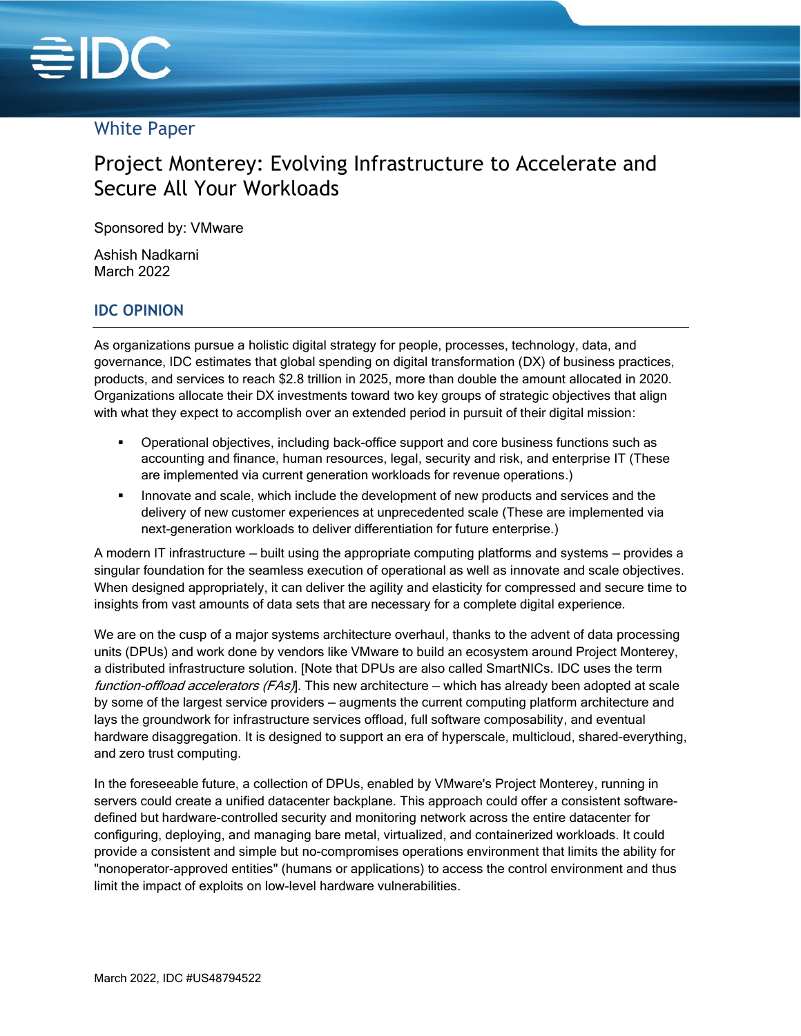White Paper

# Project Monterey: Evolving Infrastructure to Accelerate and Secure All Your Workloads

Sponsored by: VMware

Ashish Nadkarni
March 2022

## IDC OPINION

As organizations pursue a holistic digital strategy for people, processes, technology, data, and governance, IDC estimates that global spending on digital transformation (DX) of business practices, products, and services to reach $2.8 trillion in 2025, more than double the amount allocated in 2020. Organizations allocate their DX investments toward two key groups of strategic objectives that align with what they expect to accomplish over an extended period in pursuit of their digital mission:

- Operational objectives, including back-office support and core business functions such as accounting and finance, human resources, legal, security and risk, and enterprise IT (These are implemented via current generation workloads for revenue operations.)
- Innovate and scale, which include the development of new products and services and the delivery of new customer experiences at unprecedented scale (These are implemented via next-generation workloads to deliver differentiation for future enterprise.)

A modern IT infrastructure — built using the appropriate computing platforms and systems — provides a singular foundation for the seamless execution of operational as well as innovate and scale objectives. When designed appropriately, it can deliver the agility and elasticity for compressed and secure time to insights from vast amounts of data sets that are necessary for a complete digital experience.

We are on the cusp of a major systems architecture overhaul, thanks to the advent of data processing units (DPUs) and work done by vendors like VMware to build an ecosystem around Project Monterey, a distributed infrastructure solution. [Note that DPUs are also called SmartNICs. IDC uses the term *function-offload accelerators (FAs)*]. This new architecture — which has already been adopted at scale by some of the largest service providers — augments the current computing platform architecture and lays the groundwork for infrastructure services offload, full software composability, and eventual hardware disaggregation. It is designed to support an era of hyperscale, multicloud, shared-everything, and zero trust computing.

In the foreseeable future, a collection of DPUs, enabled by VMware's Project Monterey, running in servers could create a unified datacenter backplane. This approach could offer a consistent software-defined but hardware-controlled security and monitoring network across the entire datacenter for configuring, deploying, and managing bare metal, virtualized, and containerized workloads. It could provide a consistent and simple but no-compromises operations environment that limits the ability for "nonoperator-approved entities" (humans or applications) to access the control environment and thus limit the impact of exploits on low-level hardware vulnerabilities.

March 2022, IDC #US48794522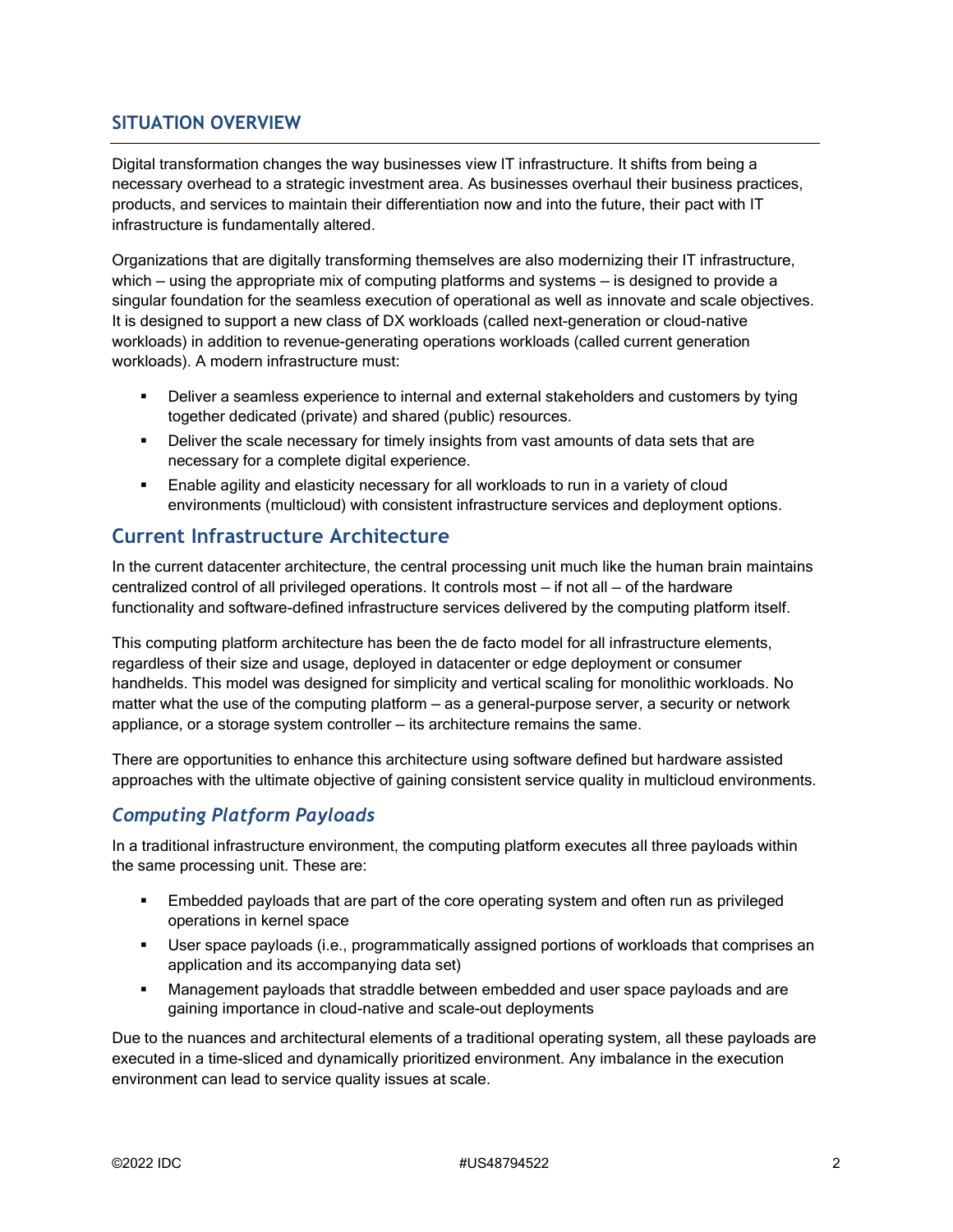## SITUATION OVERVIEW

Digital transformation changes the way businesses view IT infrastructure. It shifts from being a necessary overhead to a strategic investment area. As businesses overhaul their business practices, products, and services to maintain their differentiation now and into the future, their pact with IT infrastructure is fundamentally altered.

Organizations that are digitally transforming themselves are also modernizing their IT infrastructure, which — using the appropriate mix of computing platforms and systems — is designed to provide a singular foundation for the seamless execution of operational as well as innovate and scale objectives. It is designed to support a new class of DX workloads (called next-generation or cloud-native workloads) in addition to revenue-generating operations workloads (called current generation workloads). A modern infrastructure must:

- Deliver a seamless experience to internal and external stakeholders and customers by tying together dedicated (private) and shared (public) resources.
- Deliver the scale necessary for timely insights from vast amounts of data sets that are necessary for a complete digital experience.
- Enable agility and elasticity necessary for all workloads to run in a variety of cloud environments (multicloud) with consistent infrastructure services and deployment options.

### Current Infrastructure Architecture

In the current datacenter architecture, the central processing unit much like the human brain maintains centralized control of all privileged operations. It controls most — if not all — of the hardware functionality and software-defined infrastructure services delivered by the computing platform itself.

This computing platform architecture has been the de facto model for all infrastructure elements, regardless of their size and usage, deployed in datacenter or edge deployment or consumer handhelds. This model was designed for simplicity and vertical scaling for monolithic workloads. No matter what the use of the computing platform — as a general-purpose server, a security or network appliance, or a storage system controller — its architecture remains the same.

There are opportunities to enhance this architecture using software defined but hardware assisted approaches with the ultimate objective of gaining consistent service quality in multicloud environments.

#### *Computing Platform Payloads*

In a traditional infrastructure environment, the computing platform executes all three payloads within the same processing unit. These are:

- Embedded payloads that are part of the core operating system and often run as privileged operations in kernel space
- User space payloads (i.e., programmatically assigned portions of workloads that comprises an application and its accompanying data set)
- Management payloads that straddle between embedded and user space payloads and are gaining importance in cloud-native and scale-out deployments

Due to the nuances and architectural elements of a traditional operating system, all these payloads are executed in a time-sliced and dynamically prioritized environment. Any imbalance in the execution environment can lead to service quality issues at scale.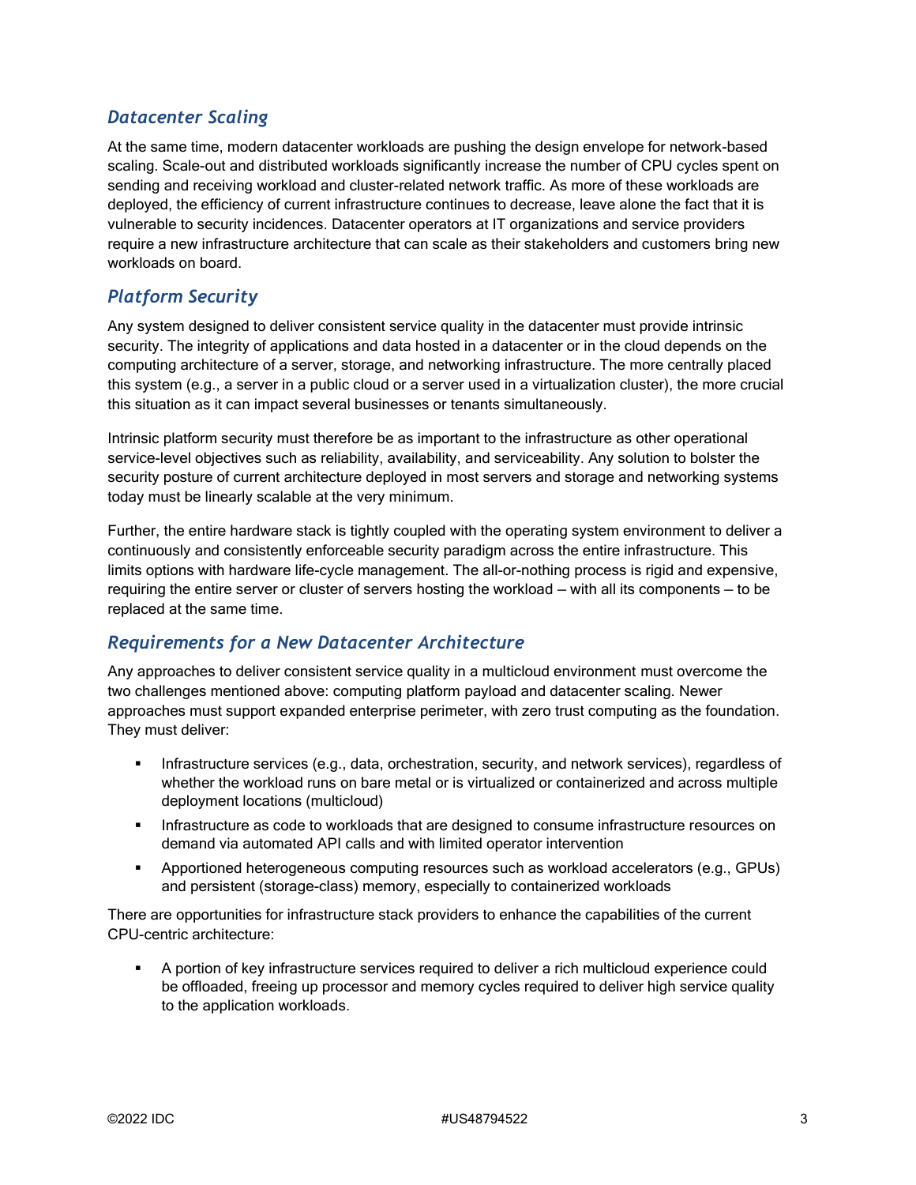## *Datacenter Scaling*

At the same time, modern datacenter workloads are pushing the design envelope for network-based scaling. Scale-out and distributed workloads significantly increase the number of CPU cycles spent on sending and receiving workload and cluster-related network traffic. As more of these workloads are deployed, the efficiency of current infrastructure continues to decrease, leave alone the fact that it is vulnerable to security incidences. Datacenter operators at IT organizations and service providers require a new infrastructure architecture that can scale as their stakeholders and customers bring new workloads on board.

## *Platform Security*

Any system designed to deliver consistent service quality in the datacenter must provide intrinsic security. The integrity of applications and data hosted in a datacenter or in the cloud depends on the computing architecture of a server, storage, and networking infrastructure. The more centrally placed this system (e.g., a server in a public cloud or a server used in a virtualization cluster), the more crucial this situation as it can impact several businesses or tenants simultaneously.

Intrinsic platform security must therefore be as important to the infrastructure as other operational service-level objectives such as reliability, availability, and serviceability. Any solution to bolster the security posture of current architecture deployed in most servers and storage and networking systems today must be linearly scalable at the very minimum.

Further, the entire hardware stack is tightly coupled with the operating system environment to deliver a continuously and consistently enforceable security paradigm across the entire infrastructure. This limits options with hardware life-cycle management. The all-or-nothing process is rigid and expensive, requiring the entire server or cluster of servers hosting the workload — with all its components — to be replaced at the same time.

## *Requirements for a New Datacenter Architecture*

Any approaches to deliver consistent service quality in a multicloud environment must overcome the two challenges mentioned above: computing platform payload and datacenter scaling. Newer approaches must support expanded enterprise perimeter, with zero trust computing as the foundation. They must deliver:

- Infrastructure services (e.g., data, orchestration, security, and network services), regardless of whether the workload runs on bare metal or is virtualized or containerized and across multiple deployment locations (multicloud)
- Infrastructure as code to workloads that are designed to consume infrastructure resources on demand via automated API calls and with limited operator intervention
- Apportioned heterogeneous computing resources such as workload accelerators (e.g., GPUs) and persistent (storage-class) memory, especially to containerized workloads

There are opportunities for infrastructure stack providers to enhance the capabilities of the current CPU-centric architecture:

- A portion of key infrastructure services required to deliver a rich multicloud experience could be offloaded, freeing up processor and memory cycles required to deliver high service quality to the application workloads.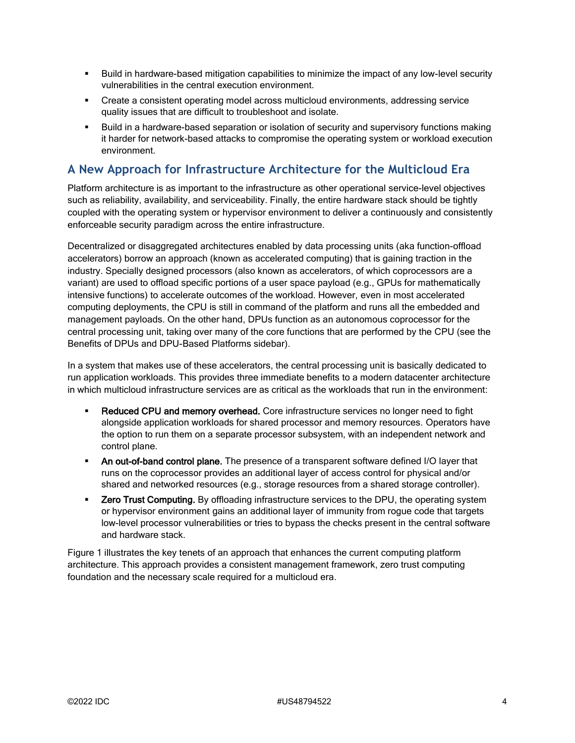- Build in hardware-based mitigation capabilities to minimize the impact of any low-level security vulnerabilities in the central execution environment.
- Create a consistent operating model across multicloud environments, addressing service quality issues that are difficult to troubleshoot and isolate.
- Build in a hardware-based separation or isolation of security and supervisory functions making it harder for network-based attacks to compromise the operating system or workload execution environment.

## A New Approach for Infrastructure Architecture for the Multicloud Era

Platform architecture is as important to the infrastructure as other operational service-level objectives such as reliability, availability, and serviceability. Finally, the entire hardware stack should be tightly coupled with the operating system or hypervisor environment to deliver a continuously and consistently enforceable security paradigm across the entire infrastructure.

Decentralized or disaggregated architectures enabled by data processing units (aka function-offload accelerators) borrow an approach (known as accelerated computing) that is gaining traction in the industry. Specially designed processors (also known as accelerators, of which coprocessors are a variant) are used to offload specific portions of a user space payload (e.g., GPUs for mathematically intensive functions) to accelerate outcomes of the workload. However, even in most accelerated computing deployments, the CPU is still in command of the platform and runs all the embedded and management payloads. On the other hand, DPUs function as an autonomous coprocessor for the central processing unit, taking over many of the core functions that are performed by the CPU (see the Benefits of DPUs and DPU-Based Platforms sidebar).

In a system that makes use of these accelerators, the central processing unit is basically dedicated to run application workloads. This provides three immediate benefits to a modern datacenter architecture in which multicloud infrastructure services are as critical as the workloads that run in the environment:

- **Reduced CPU and memory overhead.** Core infrastructure services no longer need to fight alongside application workloads for shared processor and memory resources. Operators have the option to run them on a separate processor subsystem, with an independent network and control plane.
- **An out-of-band control plane.** The presence of a transparent software defined I/O layer that runs on the coprocessor provides an additional layer of access control for physical and/or shared and networked resources (e.g., storage resources from a shared storage controller).
- **Zero Trust Computing.** By offloading infrastructure services to the DPU, the operating system or hypervisor environment gains an additional layer of immunity from rogue code that targets low-level processor vulnerabilities or tries to bypass the checks present in the central software and hardware stack.

Figure 1 illustrates the key tenets of an approach that enhances the current computing platform architecture. This approach provides a consistent management framework, zero trust computing foundation and the necessary scale required for a multicloud era.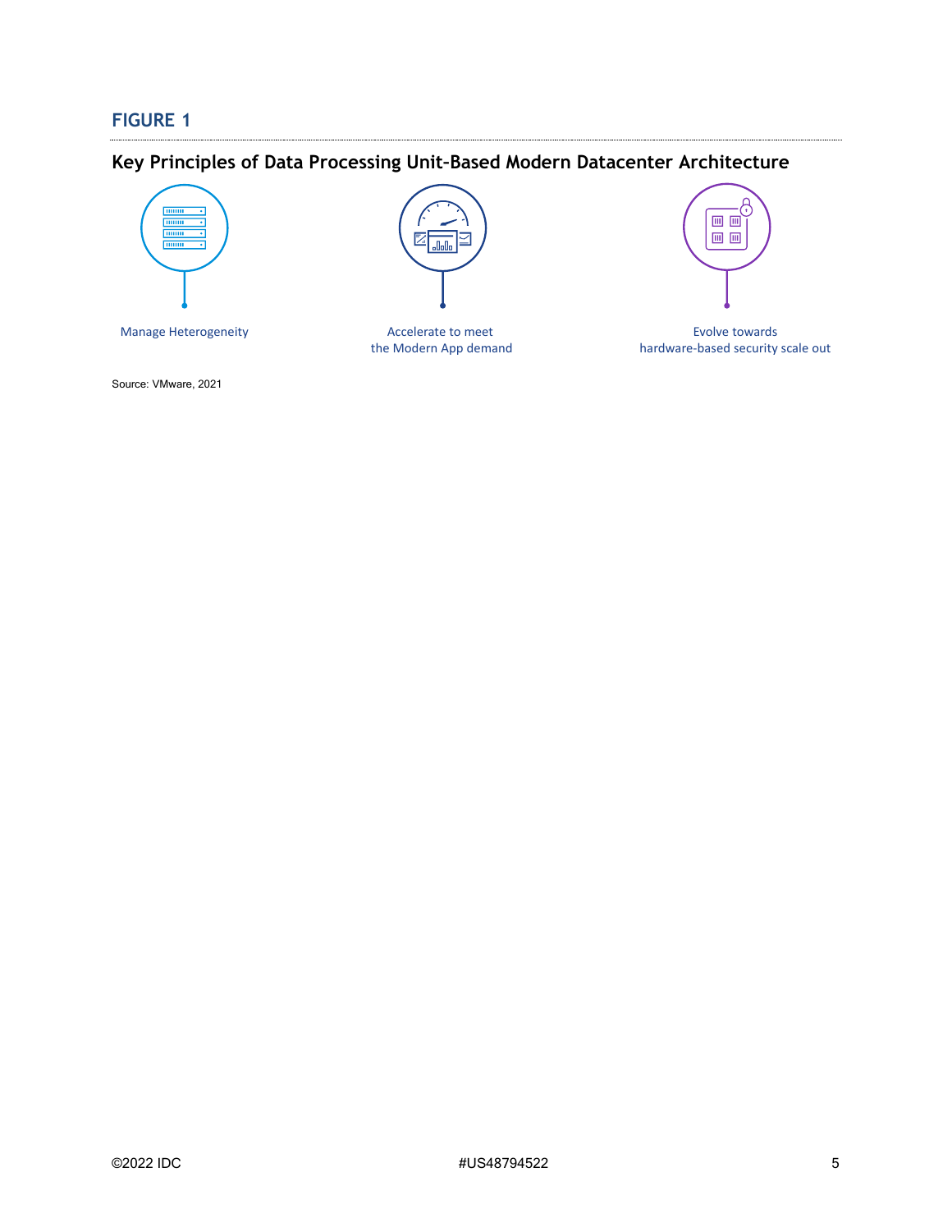## FIGURE 1

### Key Principles of Data Processing Unit-Based Modern Datacenter Architecture

Manage Heterogeneity

Accelerate to meet the Modern App demand

Evolve towards hardware-based security scale out

Source: VMware, 2021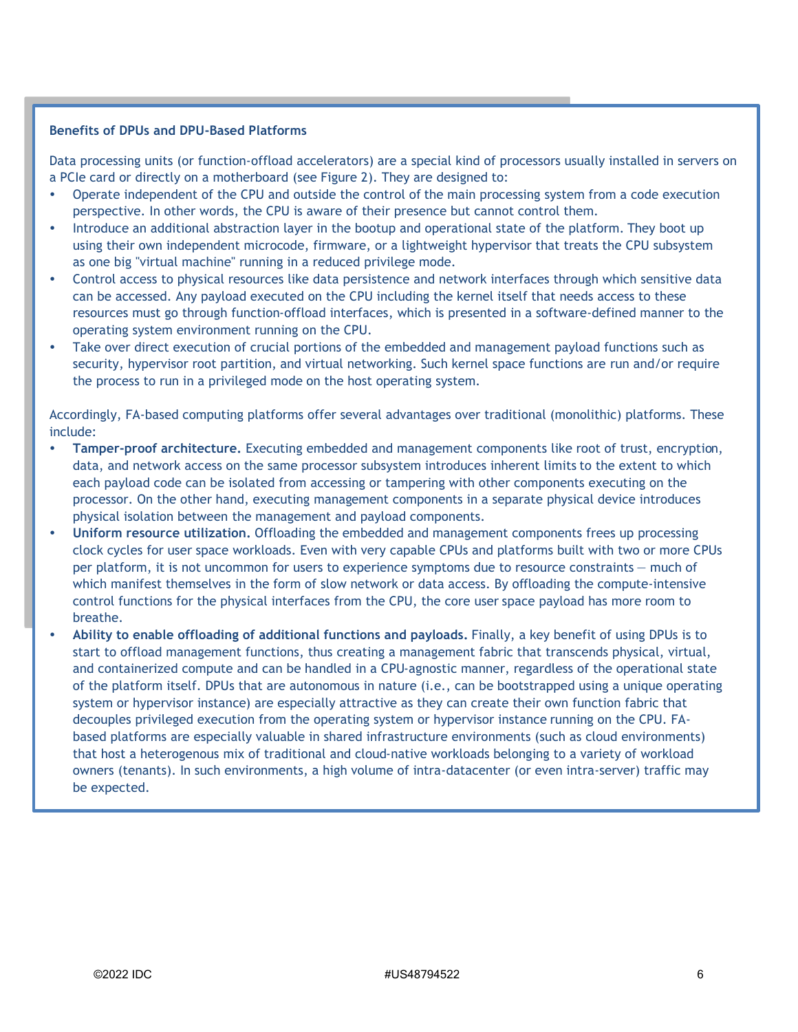**Benefits of DPUs and DPU-Based Platforms**

Data processing units (or function-offload accelerators) are a special kind of processors usually installed in servers on a PCIe card or directly on a motherboard (see Figure 2). They are designed to:

- Operate independent of the CPU and outside the control of the main processing system from a code execution perspective. In other words, the CPU is aware of their presence but cannot control them.
- Introduce an additional abstraction layer in the bootup and operational state of the platform. They boot up using their own independent microcode, firmware, or a lightweight hypervisor that treats the CPU subsystem as one big "virtual machine" running in a reduced privilege mode.
- Control access to physical resources like data persistence and network interfaces through which sensitive data can be accessed. Any payload executed on the CPU including the kernel itself that needs access to these resources must go through function-offload interfaces, which is presented in a software-defined manner to the operating system environment running on the CPU.
- Take over direct execution of crucial portions of the embedded and management payload functions such as security, hypervisor root partition, and virtual networking. Such kernel space functions are run and/or require the process to run in a privileged mode on the host operating system.

Accordingly, FA-based computing platforms offer several advantages over traditional (monolithic) platforms. These include:

- **Tamper-proof architecture.** Executing embedded and management components like root of trust, encryption, data, and network access on the same processor subsystem introduces inherent limits to the extent to which each payload code can be isolated from accessing or tampering with other components executing on the processor. On the other hand, executing management components in a separate physical device introduces physical isolation between the management and payload components.
- **Uniform resource utilization.** Offloading the embedded and management components frees up processing clock cycles for user space workloads. Even with very capable CPUs and platforms built with two or more CPUs per platform, it is not uncommon for users to experience symptoms due to resource constraints — much of which manifest themselves in the form of slow network or data access. By offloading the compute-intensive control functions for the physical interfaces from the CPU, the core user space payload has more room to breathe.
- **Ability to enable offloading of additional functions and payloads.** Finally, a key benefit of using DPUs is to start to offload management functions, thus creating a management fabric that transcends physical, virtual, and containerized compute and can be handled in a CPU-agnostic manner, regardless of the operational state of the platform itself. DPUs that are autonomous in nature (i.e., can be bootstrapped using a unique operating system or hypervisor instance) are especially attractive as they can create their own function fabric that decouples privileged execution from the operating system or hypervisor instance running on the CPU. FA-based platforms are especially valuable in shared infrastructure environments (such as cloud environments) that host a heterogenous mix of traditional and cloud-native workloads belonging to a variety of workload owners (tenants). In such environments, a high volume of intra-datacenter (or even intra-server) traffic may be expected.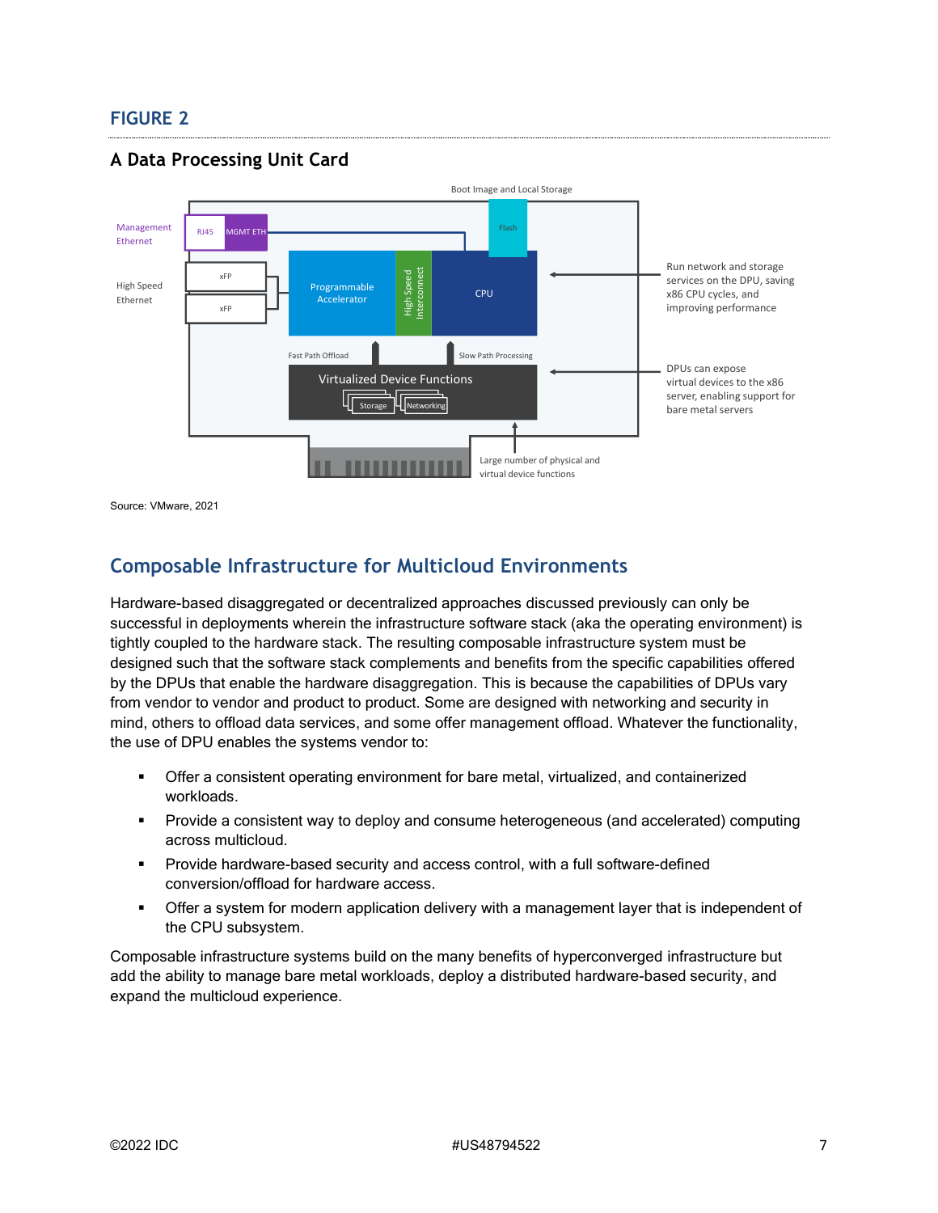## FIGURE 2

### A Data Processing Unit Card

Source: VMware, 2021

## Composable Infrastructure for Multicloud Environments

Hardware-based disaggregated or decentralized approaches discussed previously can only be successful in deployments wherein the infrastructure software stack (aka the operating environment) is tightly coupled to the hardware stack. The resulting composable infrastructure system must be designed such that the software stack complements and benefits from the specific capabilities offered by the DPUs that enable the hardware disaggregation. This is because the capabilities of DPUs vary from vendor to vendor and product to product. Some are designed with networking and security in mind, others to offload data services, and some offer management offload. Whatever the functionality, the use of DPU enables the systems vendor to:

- Offer a consistent operating environment for bare metal, virtualized, and containerized workloads.
- Provide a consistent way to deploy and consume heterogeneous (and accelerated) computing across multicloud.
- Provide hardware-based security and access control, with a full software-defined conversion/offload for hardware access.
- Offer a system for modern application delivery with a management layer that is independent of the CPU subsystem.

Composable infrastructure systems build on the many benefits of hyperconverged infrastructure but add the ability to manage bare metal workloads, deploy a distributed hardware-based security, and expand the multicloud experience.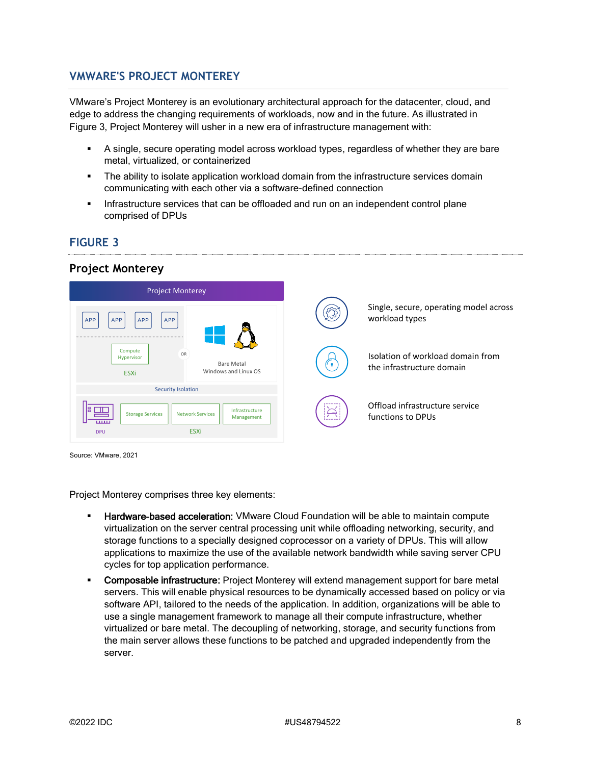## VMWARE'S PROJECT MONTEREY

VMware's Project Monterey is an evolutionary architectural approach for the datacenter, cloud, and edge to address the changing requirements of workloads, now and in the future. As illustrated in Figure 3, Project Monterey will usher in a new era of infrastructure management with:

- A single, secure operating model across workload types, regardless of whether they are bare metal, virtualized, or containerized
- The ability to isolate application workload domain from the infrastructure services domain communicating with each other via a software-defined connection
- Infrastructure services that can be offloaded and run on an independent control plane comprised of DPUs

## FIGURE 3

### Project Monterey

Project Monterey

APP APP APP APP

Compute Hypervisor

ESXi

OR

Bare Metal
Windows and Linux OS

Security Isolation

DPU

Storage Services | Network Services | Infrastructure Management

ESXi

Single, secure, operating model across workload types

Isolation of workload domain from the infrastructure domain

Offload infrastructure service functions to DPUs

Source: VMware, 2021

Project Monterey comprises three key elements:

- **Hardware-based acceleration:** VMware Cloud Foundation will be able to maintain compute virtualization on the server central processing unit while offloading networking, security, and storage functions to a specially designed coprocessor on a variety of DPUs. This will allow applications to maximize the use of the available network bandwidth while saving server CPU cycles for top application performance.
- **Composable infrastructure:** Project Monterey will extend management support for bare metal servers. This will enable physical resources to be dynamically accessed based on policy or via software API, tailored to the needs of the application. In addition, organizations will be able to use a single management framework to manage all their compute infrastructure, whether virtualized or bare metal. The decoupling of networking, storage, and security functions from the main server allows these functions to be patched and upgraded independently from the server.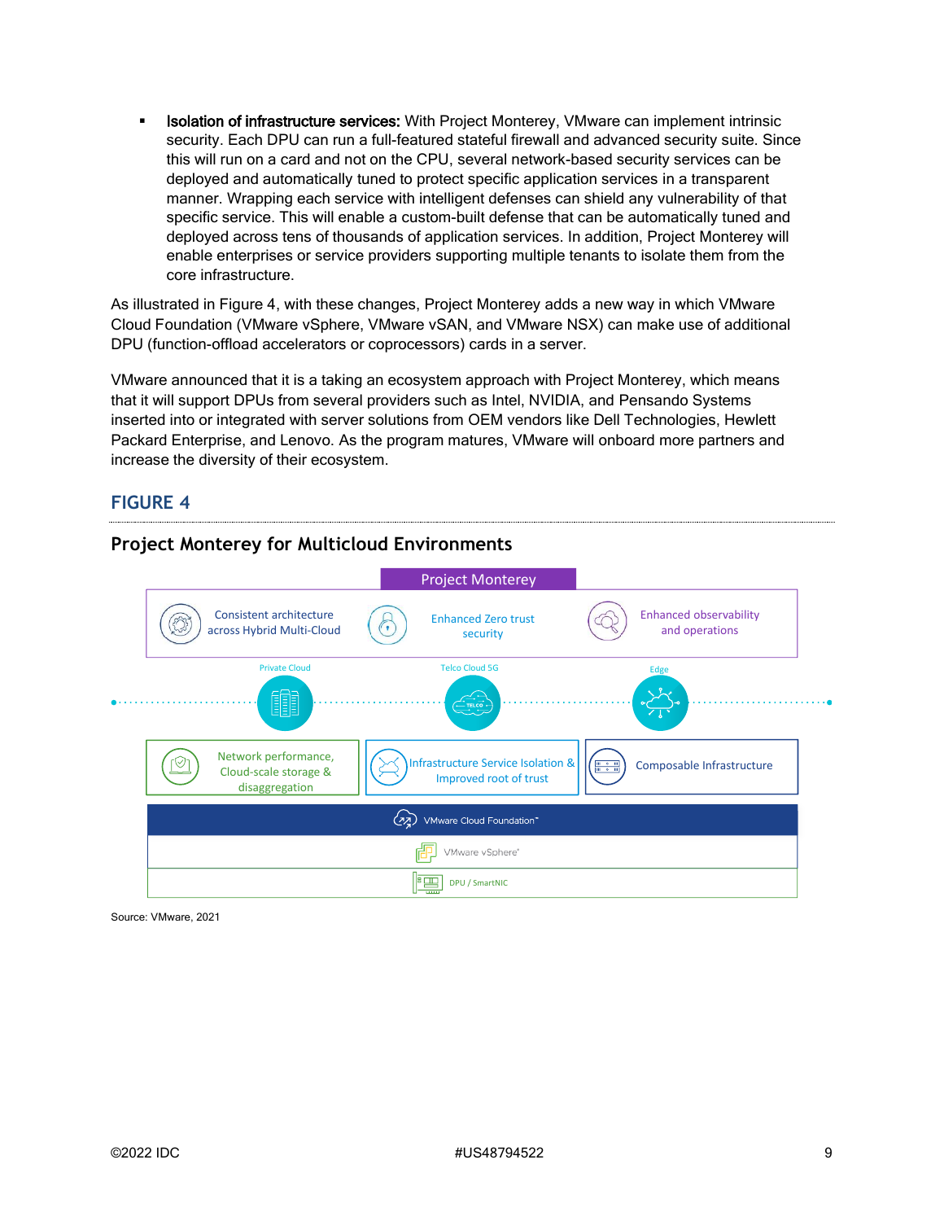- **Isolation of infrastructure services:** With Project Monterey, VMware can implement intrinsic security. Each DPU can run a full-featured stateful firewall and advanced security suite. Since this will run on a card and not on the CPU, several network-based security services can be deployed and automatically tuned to protect specific application services in a transparent manner. Wrapping each service with intelligent defenses can shield any vulnerability of that specific service. This will enable a custom-built defense that can be automatically tuned and deployed across tens of thousands of application services. In addition, Project Monterey will enable enterprises or service providers supporting multiple tenants to isolate them from the core infrastructure.

As illustrated in Figure 4, with these changes, Project Monterey adds a new way in which VMware Cloud Foundation (VMware vSphere, VMware vSAN, and VMware NSX) can make use of additional DPU (function-offload accelerators or coprocessors) cards in a server.

VMware announced that it is a taking an ecosystem approach with Project Monterey, which means that it will support DPUs from several providers such as Intel, NVIDIA, and Pensando Systems inserted into or integrated with server solutions from OEM vendors like Dell Technologies, Hewlett Packard Enterprise, and Lenovo. As the program matures, VMware will onboard more partners and increase the diversity of their ecosystem.

## FIGURE 4

### Project Monterey for Multicloud Environments

Project Monterey

Consistent architecture across Hybrid Multi-Cloud | Enhanced Zero trust security | Enhanced observability and operations

Private Cloud | Telco Cloud 5G | Edge

Network performance, Cloud-scale storage & disaggregation | Infrastructure Service Isolation & Improved root of trust | Composable Infrastructure

VMware Cloud Foundation™

VMware vSphere®

DPU / SmartNIC

Source: VMware, 2021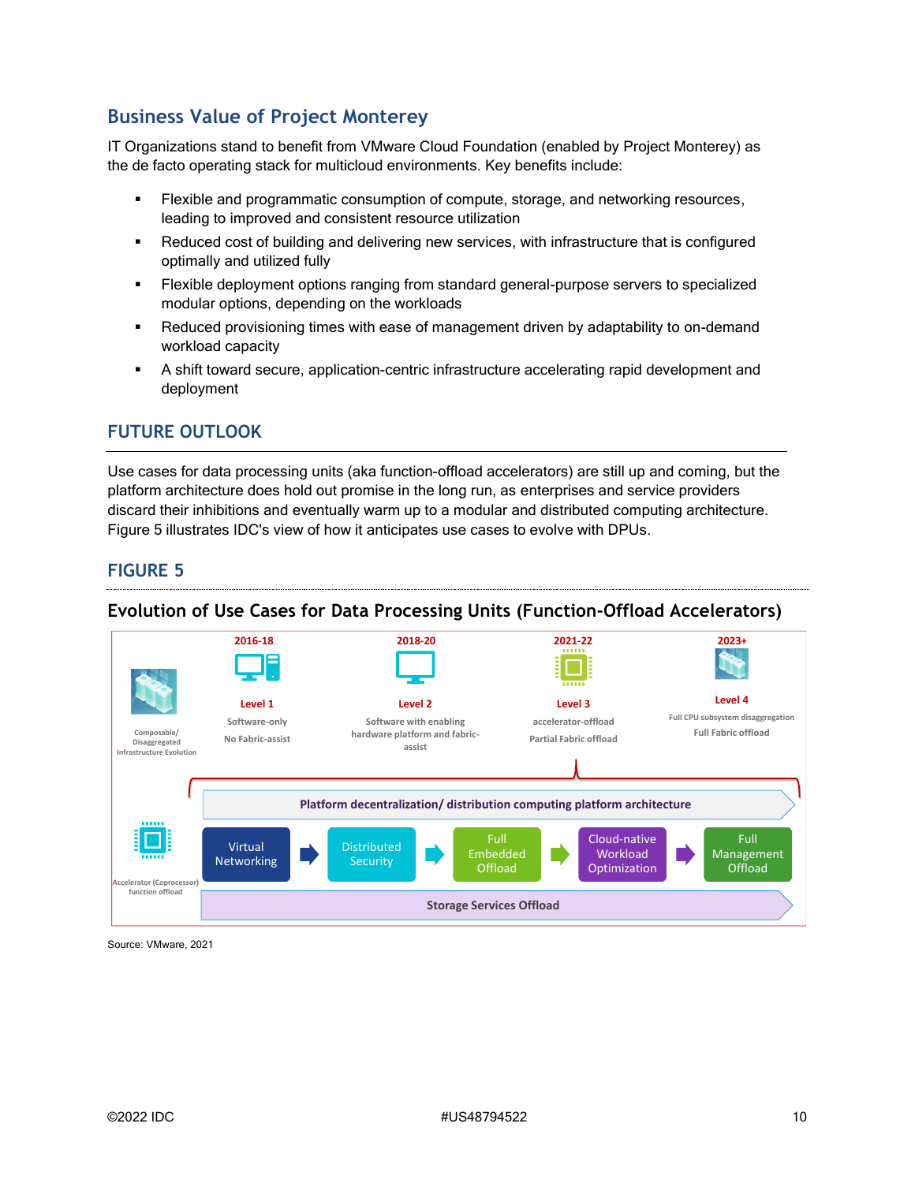## Business Value of Project Monterey

IT Organizations stand to benefit from VMware Cloud Foundation (enabled by Project Monterey) as the de facto operating stack for multicloud environments. Key benefits include:

- Flexible and programmatic consumption of compute, storage, and networking resources, leading to improved and consistent resource utilization
- Reduced cost of building and delivering new services, with infrastructure that is configured optimally and utilized fully
- Flexible deployment options ranging from standard general-purpose servers to specialized modular options, depending on the workloads
- Reduced provisioning times with ease of management driven by adaptability to on-demand workload capacity
- A shift toward secure, application-centric infrastructure accelerating rapid development and deployment

# FUTURE OUTLOOK

Use cases for data processing units (aka function-offload accelerators) are still up and coming, but the platform architecture does hold out promise in the long run, as enterprises and service providers discard their inhibitions and eventually warm up to a modular and distributed computing architecture. Figure 5 illustrates IDC's view of how it anticipates use cases to evolve with DPUs.

## FIGURE 5

### Evolution of Use Cases for Data Processing Units (Function-Offload Accelerators)

Composable/ Disaggregated Infrastructure Evolution

| 2016-18 | 2018-20 | 2021-22 | 2023+ |
|---|---|---|---|
| Level 1 | Level 2 | Level 3 | Level 4 |
| Software-only | Software with enabling hardware platform and fabric-assist | accelerator-offload | Full CPU subsystem disaggregation |
| No Fabric-assist | | Partial Fabric offload | Full Fabric offload |

Platform decentralization/ distribution computing platform architecture

Accelerator (Coprocessor) function offload

Virtual Networking → Distributed Security → Full Embedded Offload → Cloud-native Workload Optimization → Full Management Offload

Storage Services Offload

Source: VMware, 2021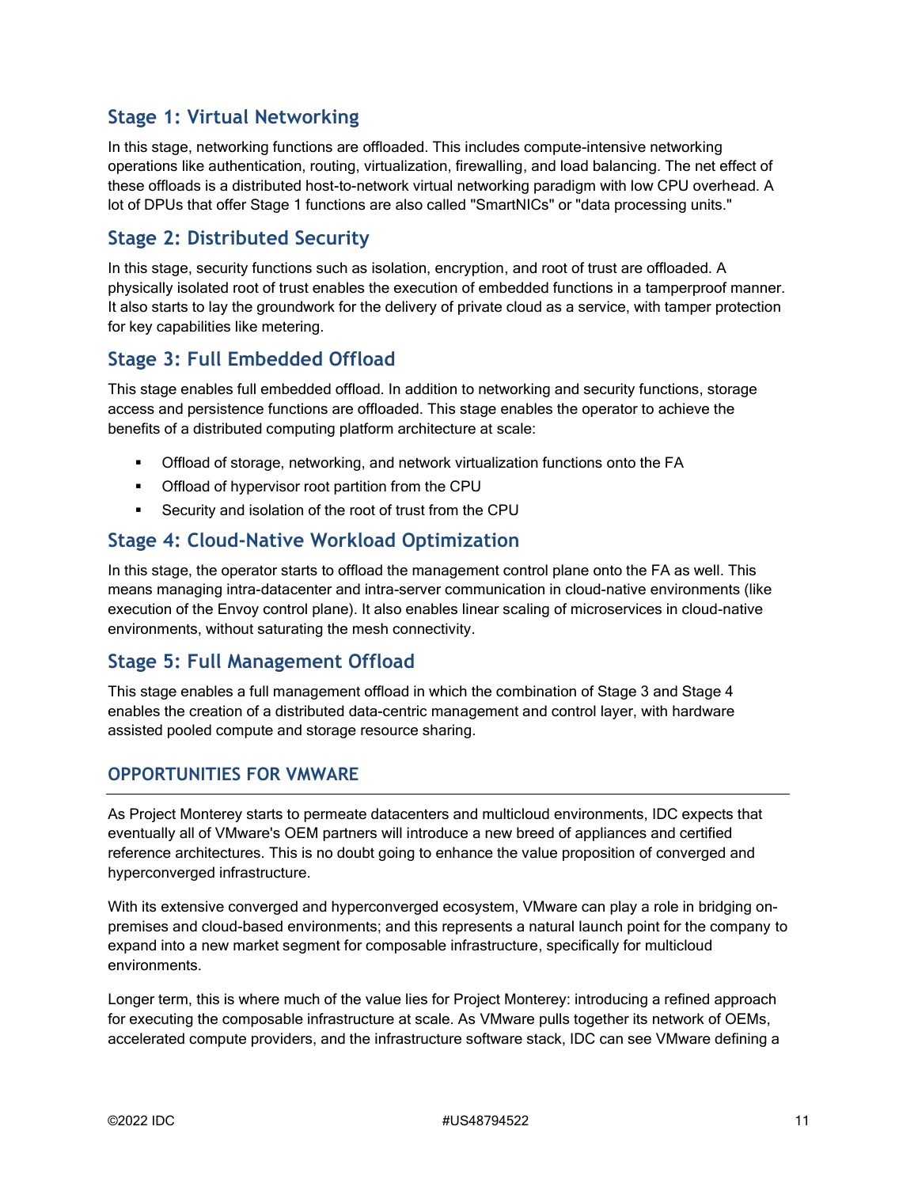### Stage 1: Virtual Networking

In this stage, networking functions are offloaded. This includes compute-intensive networking operations like authentication, routing, virtualization, firewalling, and load balancing. The net effect of these offloads is a distributed host-to-network virtual networking paradigm with low CPU overhead. A lot of DPUs that offer Stage 1 functions are also called "SmartNICs" or "data processing units."

### Stage 2: Distributed Security

In this stage, security functions such as isolation, encryption, and root of trust are offloaded. A physically isolated root of trust enables the execution of embedded functions in a tamperproof manner. It also starts to lay the groundwork for the delivery of private cloud as a service, with tamper protection for key capabilities like metering.

### Stage 3: Full Embedded Offload

This stage enables full embedded offload. In addition to networking and security functions, storage access and persistence functions are offloaded. This stage enables the operator to achieve the benefits of a distributed computing platform architecture at scale:

- Offload of storage, networking, and network virtualization functions onto the FA
- Offload of hypervisor root partition from the CPU
- Security and isolation of the root of trust from the CPU

### Stage 4: Cloud-Native Workload Optimization

In this stage, the operator starts to offload the management control plane onto the FA as well. This means managing intra-datacenter and intra-server communication in cloud-native environments (like execution of the Envoy control plane). It also enables linear scaling of microservices in cloud-native environments, without saturating the mesh connectivity.

### Stage 5: Full Management Offload

This stage enables a full management offload in which the combination of Stage 3 and Stage 4 enables the creation of a distributed data-centric management and control layer, with hardware assisted pooled compute and storage resource sharing.

## OPPORTUNITIES FOR VMWARE

As Project Monterey starts to permeate datacenters and multicloud environments, IDC expects that eventually all of VMware's OEM partners will introduce a new breed of appliances and certified reference architectures. This is no doubt going to enhance the value proposition of converged and hyperconverged infrastructure.

With its extensive converged and hyperconverged ecosystem, VMware can play a role in bridging on-premises and cloud-based environments; and this represents a natural launch point for the company to expand into a new market segment for composable infrastructure, specifically for multicloud environments.

Longer term, this is where much of the value lies for Project Monterey: introducing a refined approach for executing the composable infrastructure at scale. As VMware pulls together its network of OEMs, accelerated compute providers, and the infrastructure software stack, IDC can see VMware defining a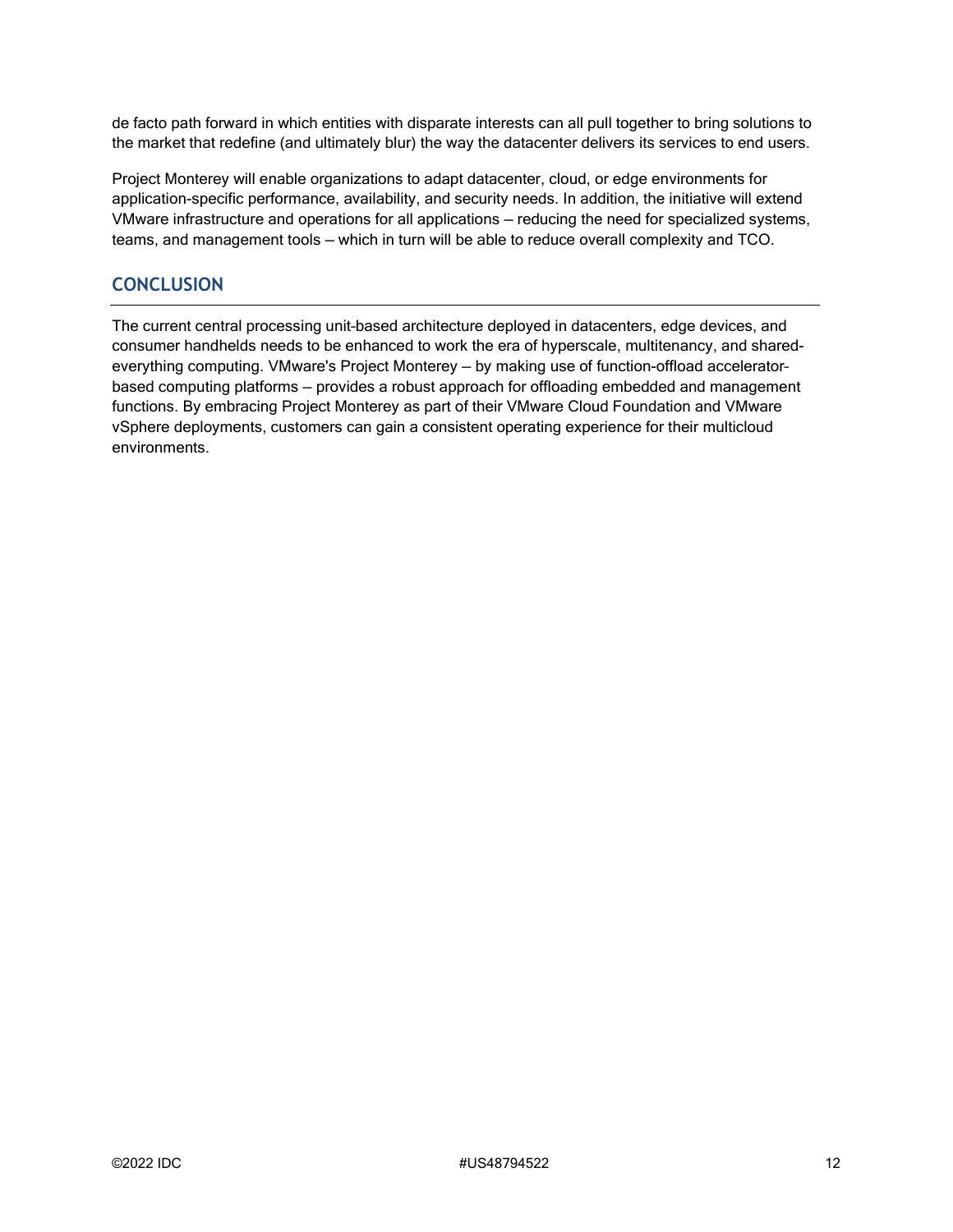de facto path forward in which entities with disparate interests can all pull together to bring solutions to the market that redefine (and ultimately blur) the way the datacenter delivers its services to end users.

Project Monterey will enable organizations to adapt datacenter, cloud, or edge environments for application-specific performance, availability, and security needs. In addition, the initiative will extend VMware infrastructure and operations for all applications — reducing the need for specialized systems, teams, and management tools — which in turn will be able to reduce overall complexity and TCO.

## CONCLUSION

The current central processing unit–based architecture deployed in datacenters, edge devices, and consumer handhelds needs to be enhanced to work the era of hyperscale, multitenancy, and shared-everything computing. VMware's Project Monterey — by making use of function-offload accelerator–based computing platforms — provides a robust approach for offloading embedded and management functions. By embracing Project Monterey as part of their VMware Cloud Foundation and VMware vSphere deployments, customers can gain a consistent operating experience for their multicloud environments.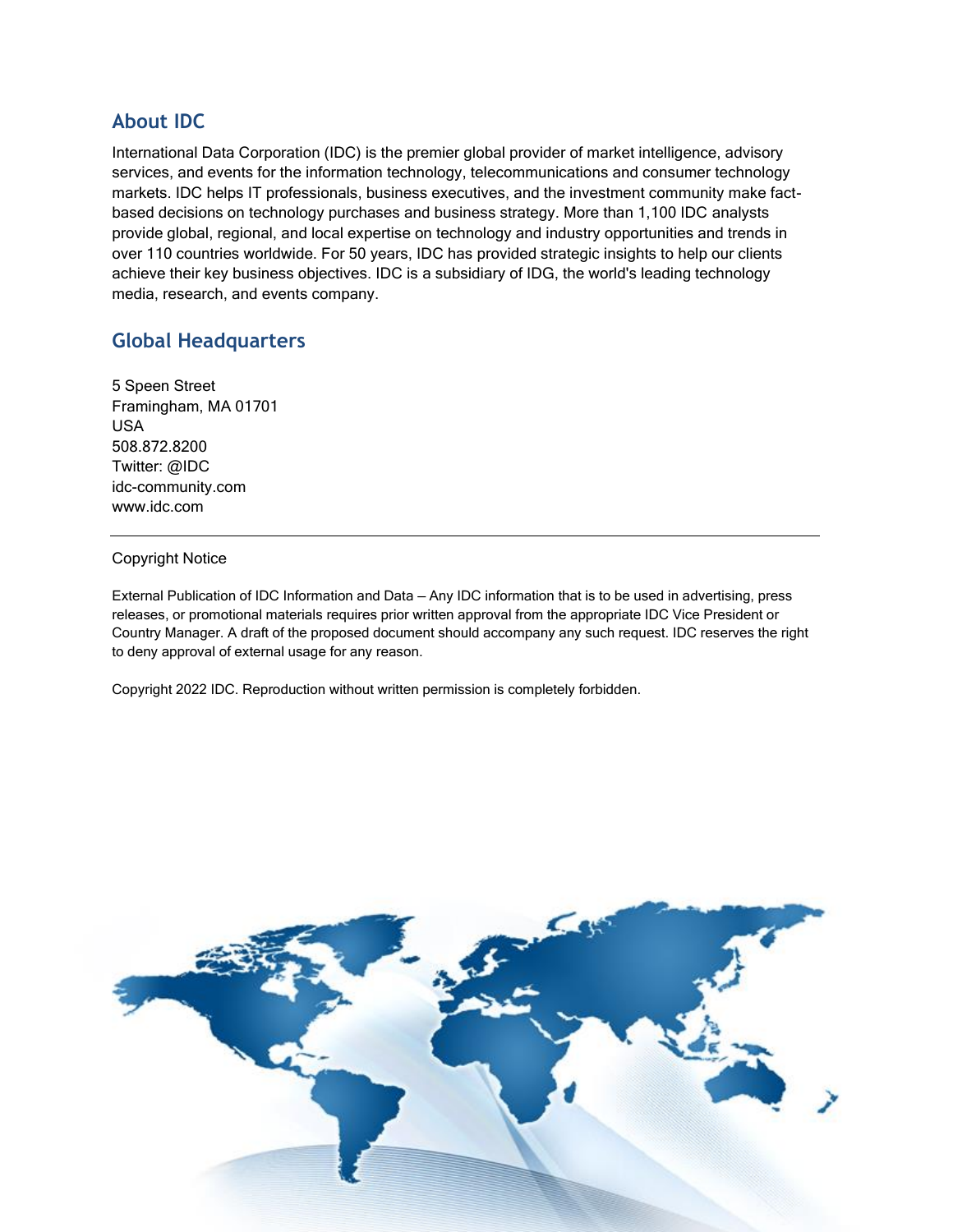## About IDC

International Data Corporation (IDC) is the premier global provider of market intelligence, advisory services, and events for the information technology, telecommunications and consumer technology markets. IDC helps IT professionals, business executives, and the investment community make fact-based decisions on technology purchases and business strategy. More than 1,100 IDC analysts provide global, regional, and local expertise on technology and industry opportunities and trends in over 110 countries worldwide. For 50 years, IDC has provided strategic insights to help our clients achieve their key business objectives. IDC is a subsidiary of IDG, the world's leading technology media, research, and events company.

## Global Headquarters

5 Speen Street
Framingham, MA 01701
USA
508.872.8200
Twitter: @IDC
idc-community.com
www.idc.com

---

Copyright Notice

External Publication of IDC Information and Data — Any IDC information that is to be used in advertising, press releases, or promotional materials requires prior written approval from the appropriate IDC Vice President or Country Manager. A draft of the proposed document should accompany any such request. IDC reserves the right to deny approval of external usage for any reason.

Copyright 2022 IDC. Reproduction without written permission is completely forbidden.